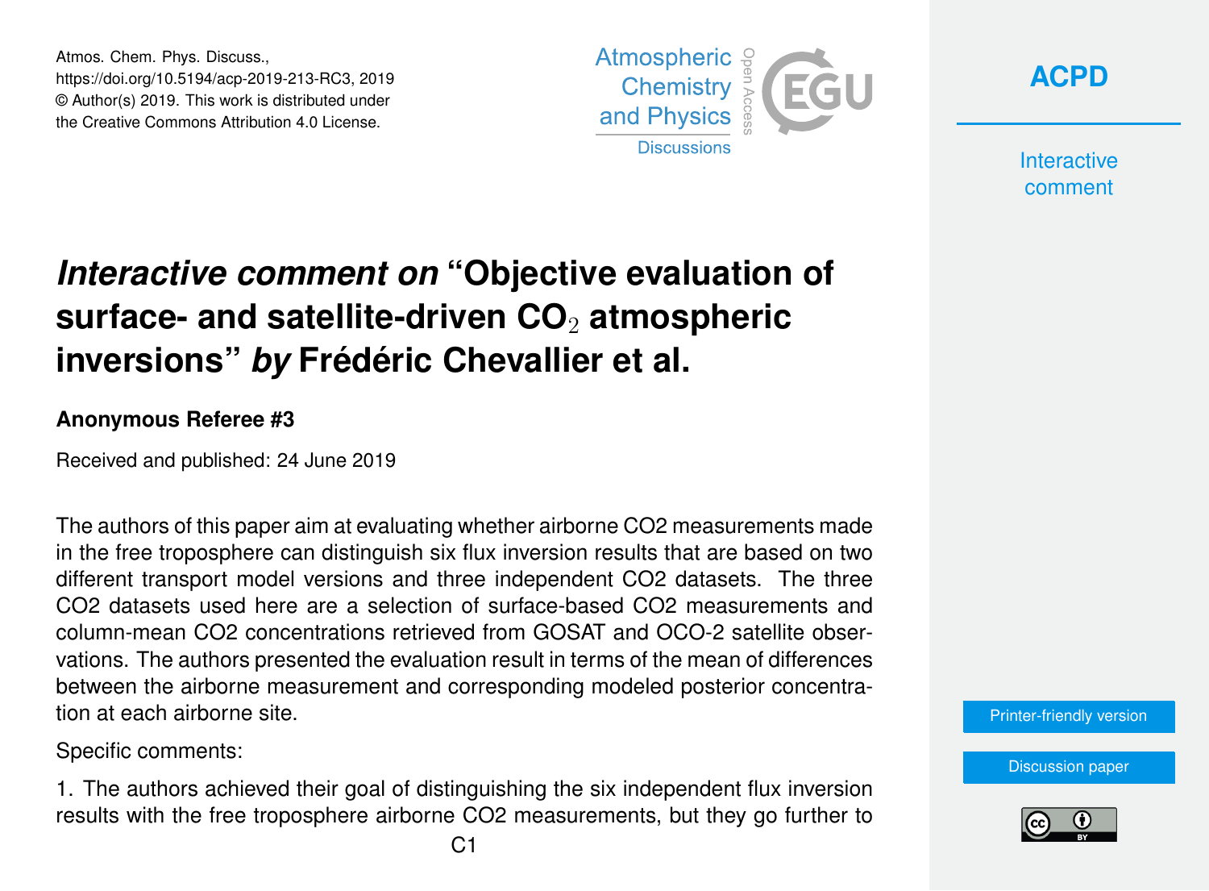# *Interactive comment on* "Objective evaluation of surface- and satellite-driven $CO_2$ atmospheric inversions" *by* Frédéric Chevallier et al.

**Anonymous Referee #3**

Received and published: 24 June 2019

The authors of this paper aim at evaluating whether airborne CO2 measurements made in the free troposphere can distinguish six flux inversion results that are based on two different transport model versions and three independent CO2 datasets. The three CO2 datasets used here are a selection of surface-based CO2 measurements and column-mean CO2 concentrations retrieved from GOSAT and OCO-2 satellite observations. The authors presented the evaluation result in terms of the mean of differences between the airborne measurement and corresponding modeled posterior concentration at each airborne site.

Specific comments:

1. The authors achieved their goal of distinguishing the six independent flux inversion results with the free troposphere airborne CO2 measurements, but they go further to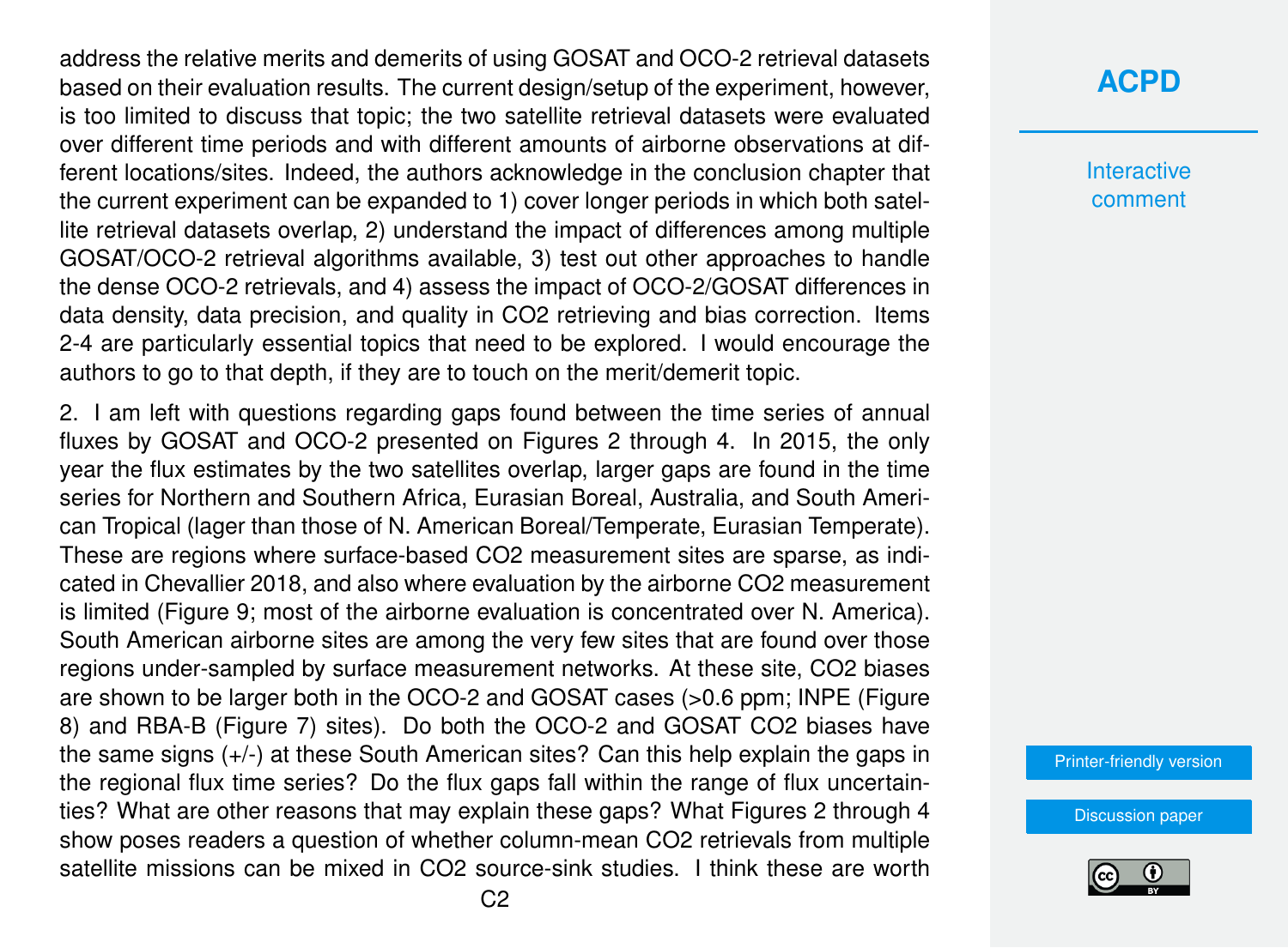address the relative merits and demerits of using GOSAT and OCO-2 retrieval datasets based on their evaluation results. The current design/setup of the experiment, however, is too limited to discuss that topic; the two satellite retrieval datasets were evaluated over different time periods and with different amounts of airborne observations at different locations/sites. Indeed, the authors acknowledge in the conclusion chapter that the current experiment can be expanded to 1) cover longer periods in which both satellite retrieval datasets overlap, 2) understand the impact of differences among multiple GOSAT/OCO-2 retrieval algorithms available, 3) test out other approaches to handle the dense OCO-2 retrievals, and 4) assess the impact of OCO-2/GOSAT differences in data density, data precision, and quality in CO2 retrieving and bias correction. Items 2-4 are particularly essential topics that need to be explored. I would encourage the authors to go to that depth, if they are to touch on the merit/demerit topic.

2. I am left with questions regarding gaps found between the time series of annual fluxes by GOSAT and OCO-2 presented on Figures 2 through 4. In 2015, the only year the flux estimates by the two satellites overlap, larger gaps are found in the time series for Northern and Southern Africa, Eurasian Boreal, Australia, and South American Tropical (lager than those of N. American Boreal/Temperate, Eurasian Temperate). These are regions where surface-based CO2 measurement sites are sparse, as indicated in Chevallier 2018, and also where evaluation by the airborne CO2 measurement is limited (Figure 9; most of the airborne evaluation is concentrated over N. America). South American airborne sites are among the very few sites that are found over those regions under-sampled by surface measurement networks. At these site, CO2 biases are shown to be larger both in the OCO-2 and GOSAT cases (>0.6 ppm; INPE (Figure 8) and RBA-B (Figure 7) sites). Do both the OCO-2 and GOSAT CO2 biases have the same signs (+/-) at these South American sites? Can this help explain the gaps in the regional flux time series? Do the flux gaps fall within the range of flux uncertainties? What are other reasons that may explain these gaps? What Figures 2 through 4 show poses readers a question of whether column-mean CO2 retrievals from multiple satellite missions can be mixed in CO2 source-sink studies. I think these are worth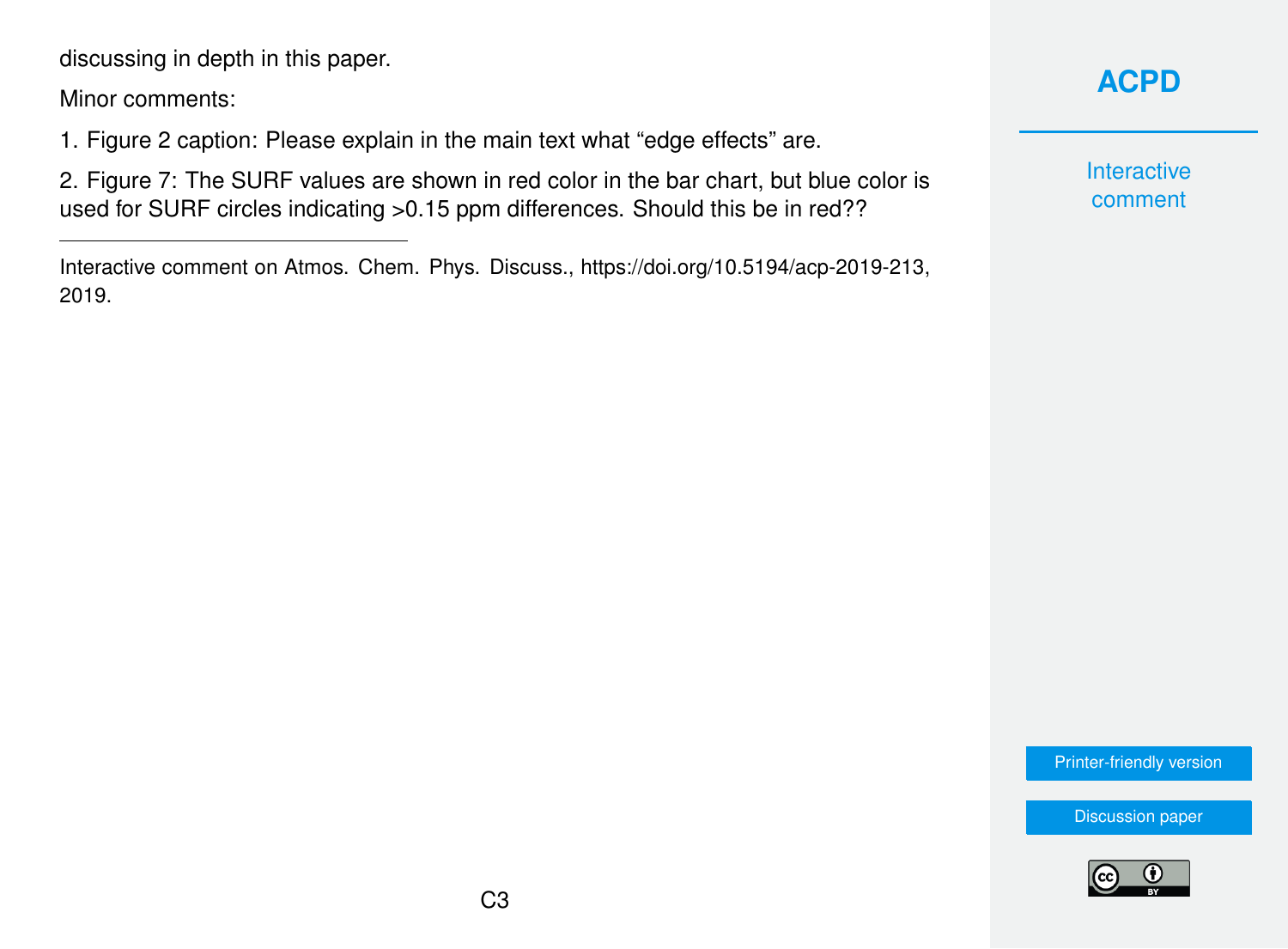discussing in depth in this paper.

Minor comments:

1. Figure 2 caption: Please explain in the main text what “edge effects” are.

2. Figure 7: The SURF values are shown in red color in the bar chart, but blue color is used for SURF circles indicating >0.15 ppm differences. Should this be in red??

---

Interactive comment on Atmos. Chem. Phys. Discuss., https://doi.org/10.5194/acp-2019-213, 2019.